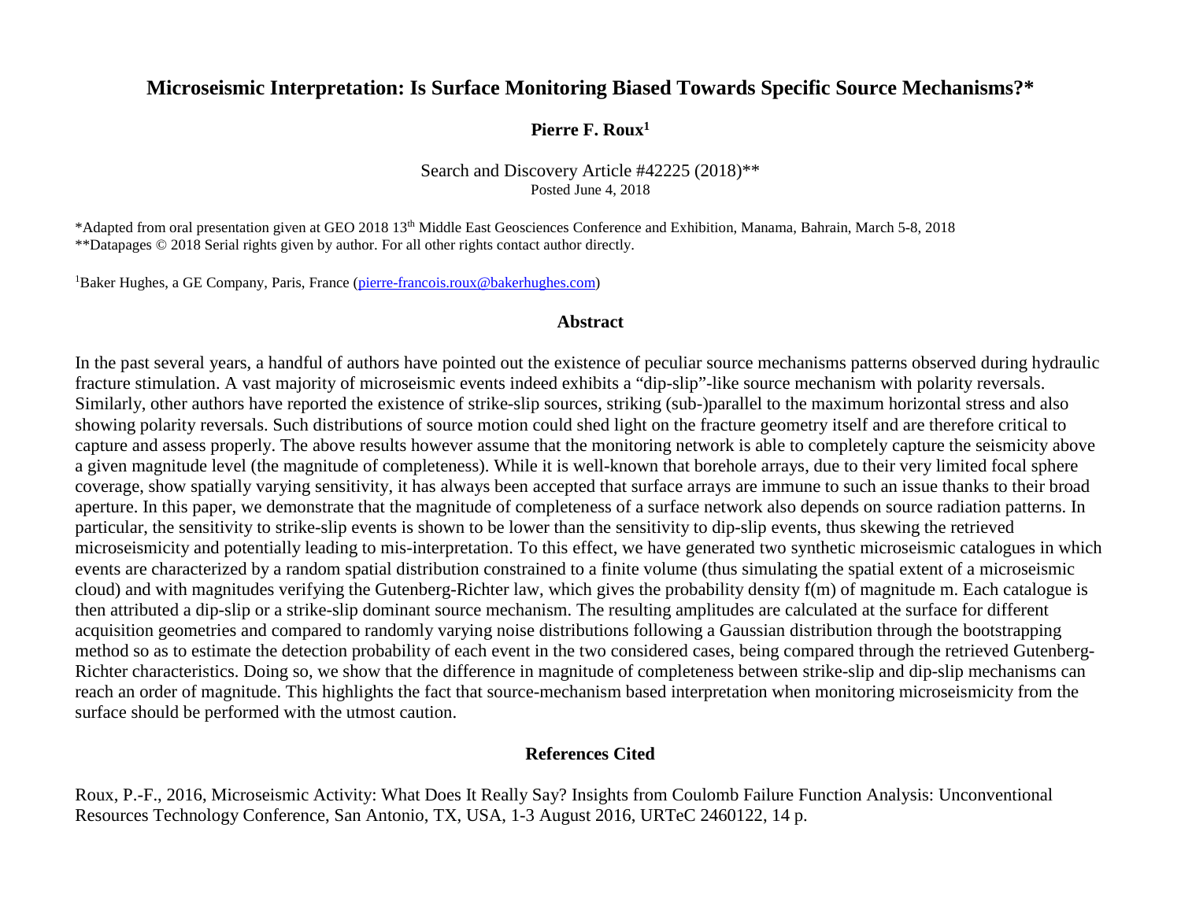# Microseismic Interpretation: Is Surface Monitoring Biased Towards Specific Source Mechanisms?*

**Pierre F. Roux[1]**

Search and Discovery Article #42225 (2018)**
Posted June 4, 2018

*Adapted from oral presentation given at GEO 2018 13th Middle East Geosciences Conference and Exhibition, Manama, Bahrain, March 5-8, 2018
**Datapages © 2018 Serial rights given by author. For all other rights contact author directly.

[1]Baker Hughes, a GE Company, Paris, France (pierre-francois.roux@bakerhughes.com)

## Abstract

In the past several years, a handful of authors have pointed out the existence of peculiar source mechanisms patterns observed during hydraulic fracture stimulation. A vast majority of microseismic events indeed exhibits a "dip-slip"-like source mechanism with polarity reversals. Similarly, other authors have reported the existence of strike-slip sources, striking (sub-)parallel to the maximum horizontal stress and also showing polarity reversals. Such distributions of source motion could shed light on the fracture geometry itself and are therefore critical to capture and assess properly. The above results however assume that the monitoring network is able to completely capture the seismicity above a given magnitude level (the magnitude of completeness). While it is well-known that borehole arrays, due to their very limited focal sphere coverage, show spatially varying sensitivity, it has always been accepted that surface arrays are immune to such an issue thanks to their broad aperture. In this paper, we demonstrate that the magnitude of completeness of a surface network also depends on source radiation patterns. In particular, the sensitivity to strike-slip events is shown to be lower than the sensitivity to dip-slip events, thus skewing the retrieved microseismicity and potentially leading to mis-interpretation. To this effect, we have generated two synthetic microseismic catalogues in which events are characterized by a random spatial distribution constrained to a finite volume (thus simulating the spatial extent of a microseismic cloud) and with magnitudes verifying the Gutenberg-Richter law, which gives the probability density $f(m)$ of magnitude $m$. Each catalogue is then attributed a dip-slip or a strike-slip dominant source mechanism. The resulting amplitudes are calculated at the surface for different acquisition geometries and compared to randomly varying noise distributions following a Gaussian distribution through the bootstrapping method so as to estimate the detection probability of each event in the two considered cases, being compared through the retrieved Gutenberg-Richter characteristics. Doing so, we show that the difference in magnitude of completeness between strike-slip and dip-slip mechanisms can reach an order of magnitude. This highlights the fact that source-mechanism based interpretation when monitoring microseismicity from the surface should be performed with the utmost caution.

## References Cited

Roux, P.-F., 2016, Microseismic Activity: What Does It Really Say? Insights from Coulomb Failure Function Analysis: Unconventional Resources Technology Conference, San Antonio, TX, USA, 1-3 August 2016, URTeC 2460122, 14 p.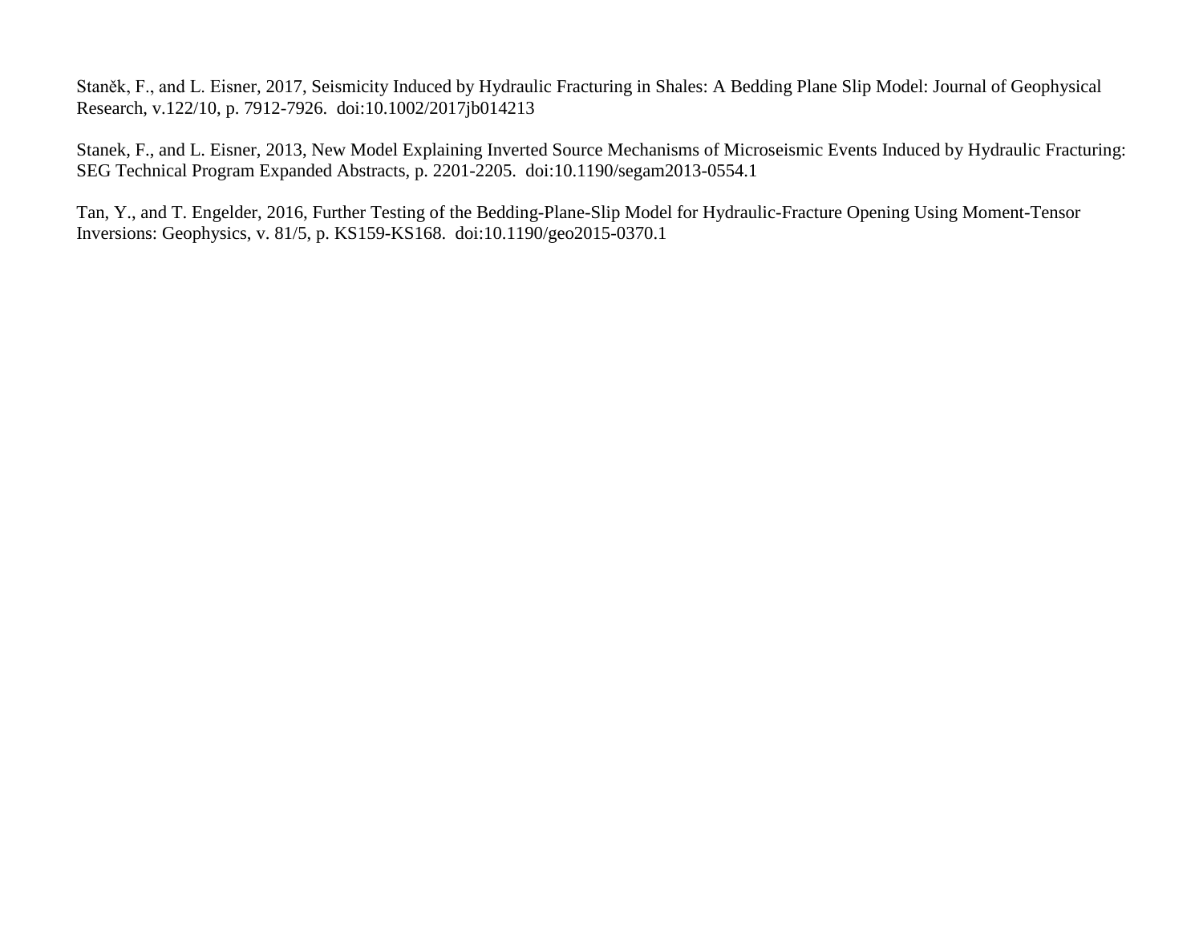Staněk, F., and L. Eisner, 2017, Seismicity Induced by Hydraulic Fracturing in Shales: A Bedding Plane Slip Model: Journal of Geophysical Research, v.122/10, p. 7912-7926. doi:10.1002/2017jb014213

Stanek, F., and L. Eisner, 2013, New Model Explaining Inverted Source Mechanisms of Microseismic Events Induced by Hydraulic Fracturing: SEG Technical Program Expanded Abstracts, p. 2201-2205. doi:10.1190/segam2013-0554.1

Tan, Y., and T. Engelder, 2016, Further Testing of the Bedding-Plane-Slip Model for Hydraulic-Fracture Opening Using Moment-Tensor Inversions: Geophysics, v. 81/5, p. KS159-KS168. doi:10.1190/geo2015-0370.1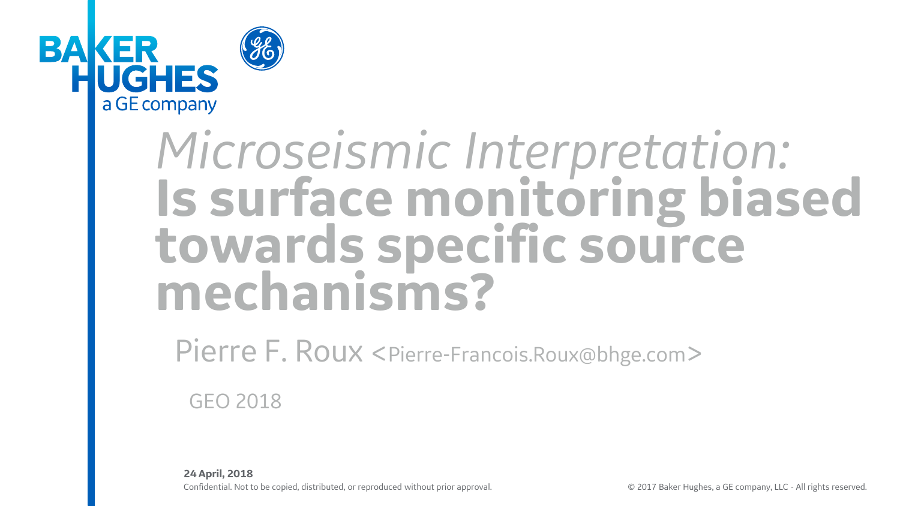BAKER HUGHES
a GE company

# *Microseismic Interpretation:* **Is surface monitoring biased towards specific source mechanisms?**

Pierre F. Roux <Pierre-Francois.Roux@bhge.com>

GEO 2018

**24 April, 2018**

Confidential. Not to be copied, distributed, or reproduced without prior approval.

© 2017 Baker Hughes, a GE company, LLC - All rights reserved.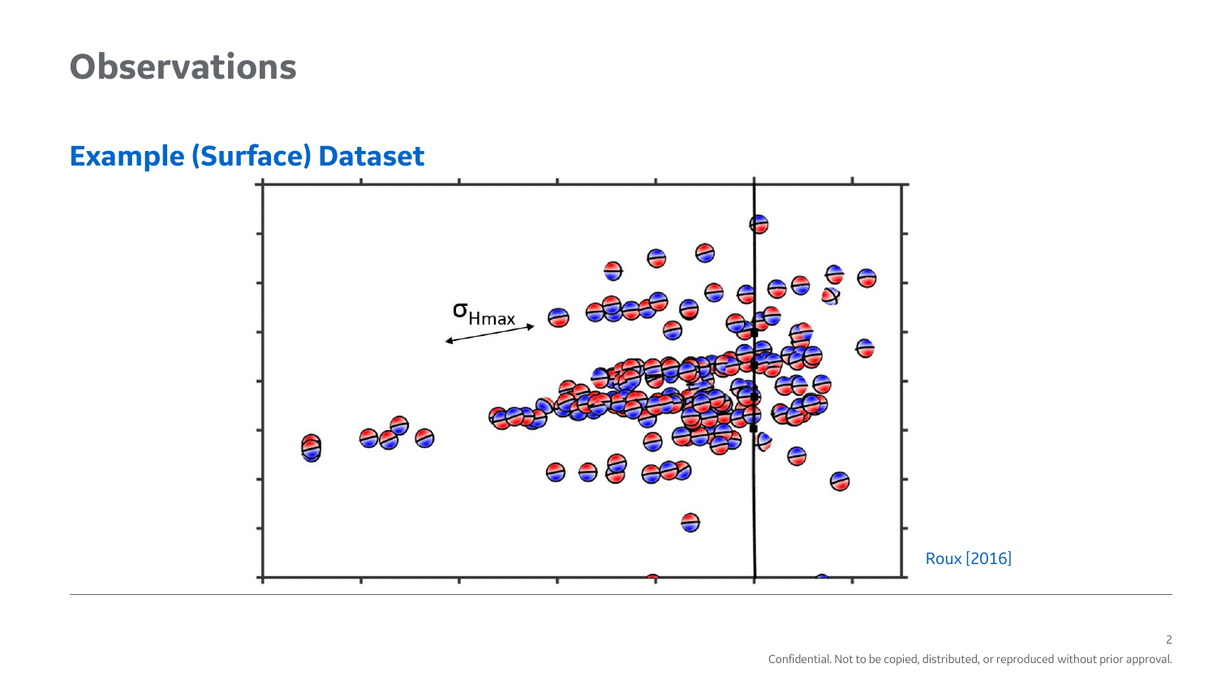# Observations

## Example (Surface) Dataset

$\sigma_{Hmax}$

Roux [2016]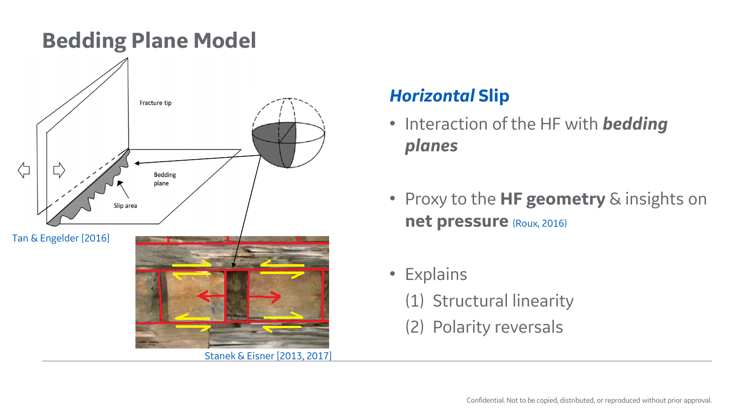# Bedding Plane Model

Tan & Engelder [2016]

Stanek & Eisner [2013, 2017]

## ***Horizontal*** **Slip**

- Interaction of the HF with ***bedding planes***
- Proxy to the **HF geometry** & insights on **net pressure** (Roux, 2016)
- Explains
  1. Structural linearity
  2. Polarity reversals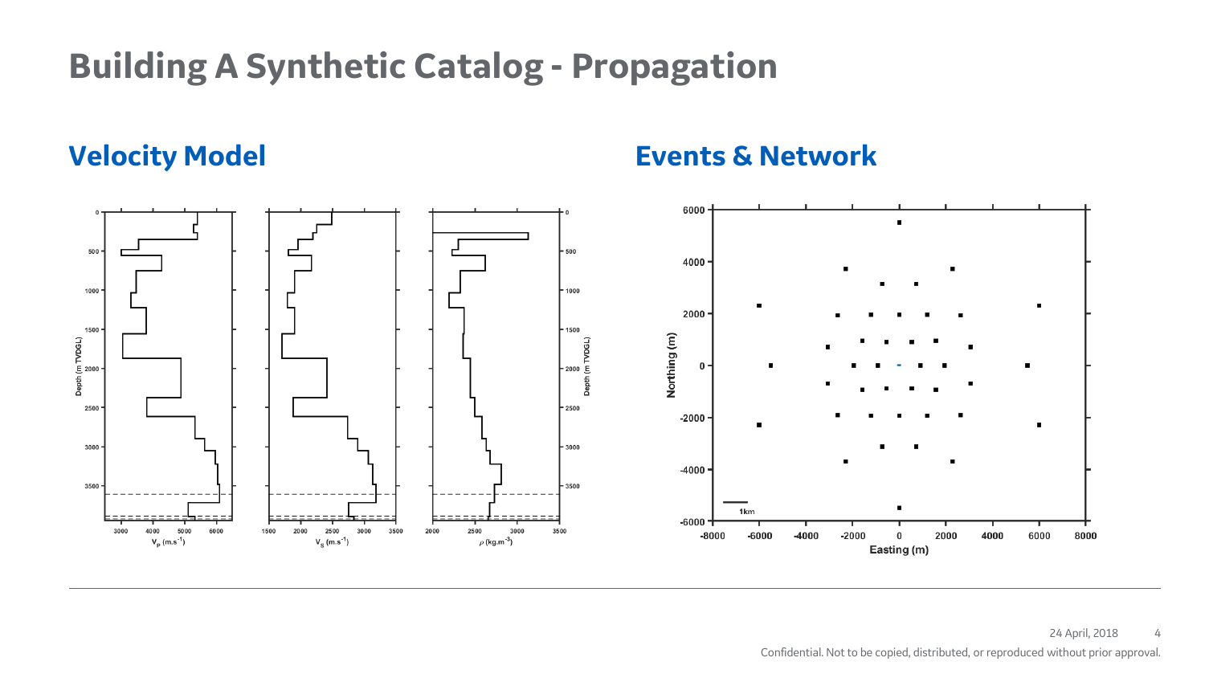# Building A Synthetic Catalog - Propagation

## Velocity Model

## Events & Network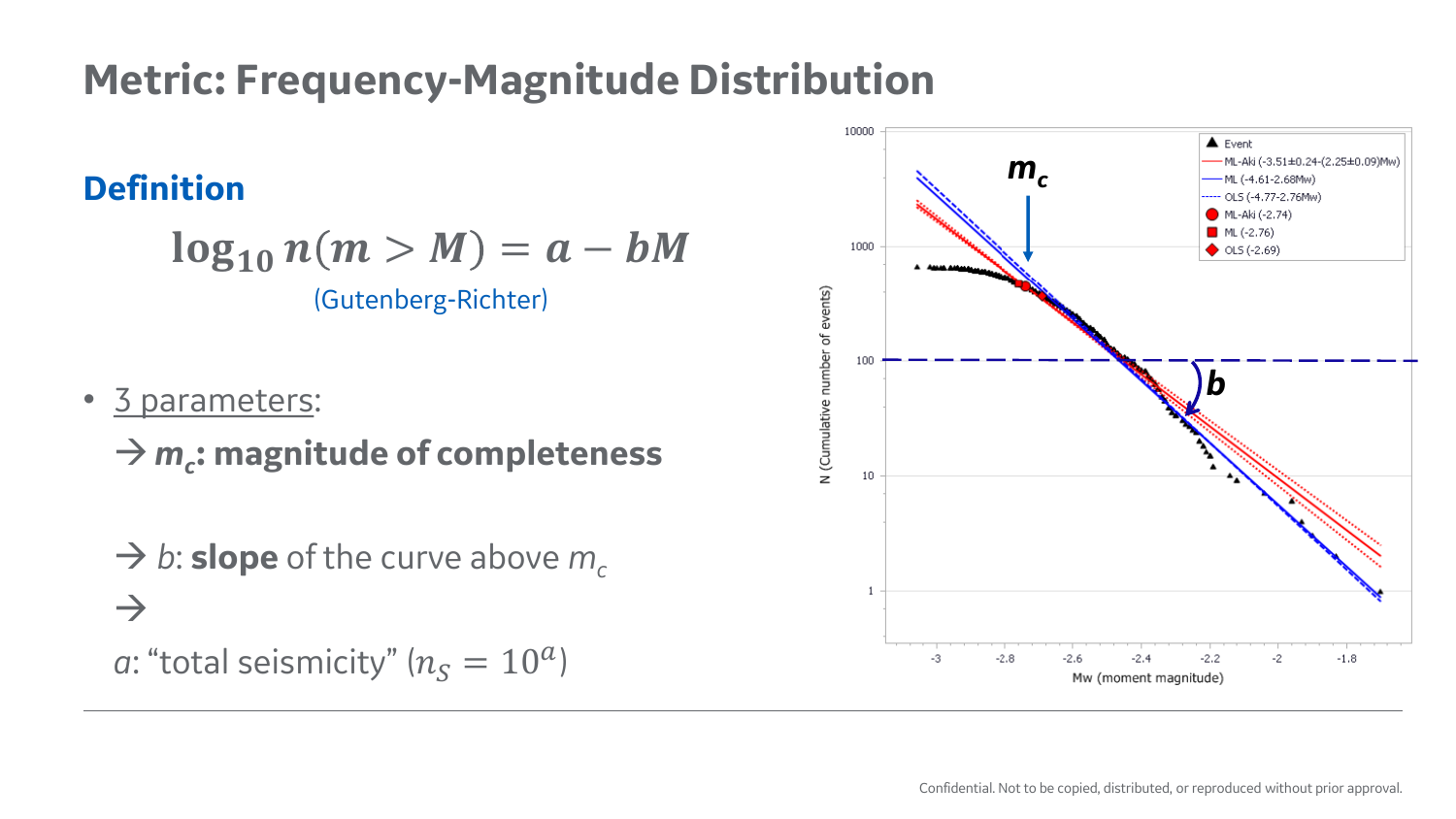# Metric: Frequency-Magnitude Distribution

## Definition

$$\log_{10} n(m > M) = a - bM$$

(Gutenberg-Richter)

- 3 parameters:

  → $m_c$: **magnitude of completeness**

  → $b$: **slope** of the curve above $m_c$

  →

  $a$: "total seismicity" ($n_S = 10^a$)

Confidential. Not to be copied, distributed, or reproduced without prior approval.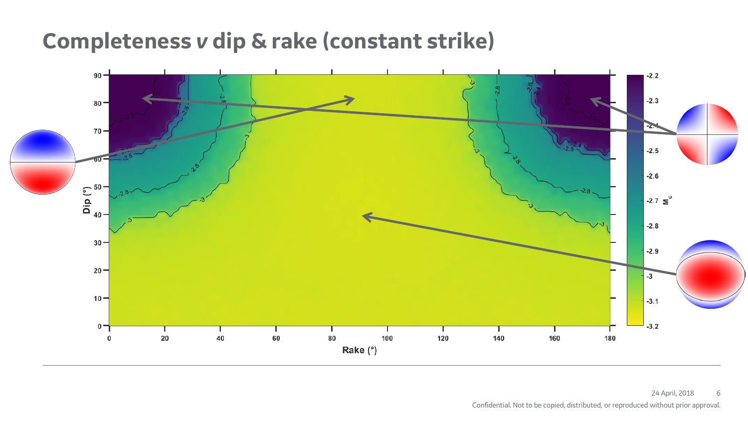# Completeness *v* dip & rake (constant strike)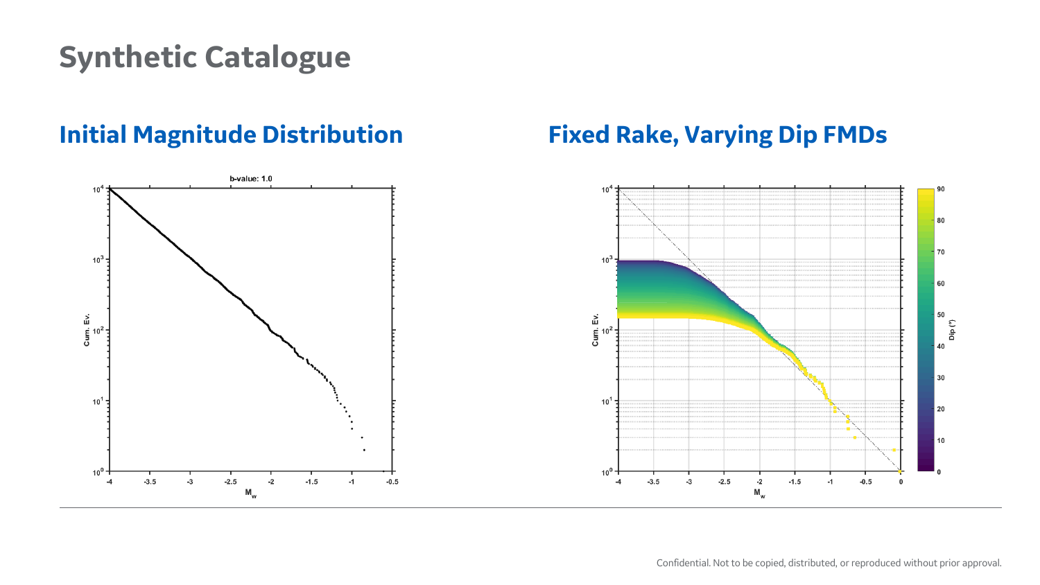# Synthetic Catalogue

## Initial Magnitude Distribution

## Fixed Rake, Varying Dip FMDs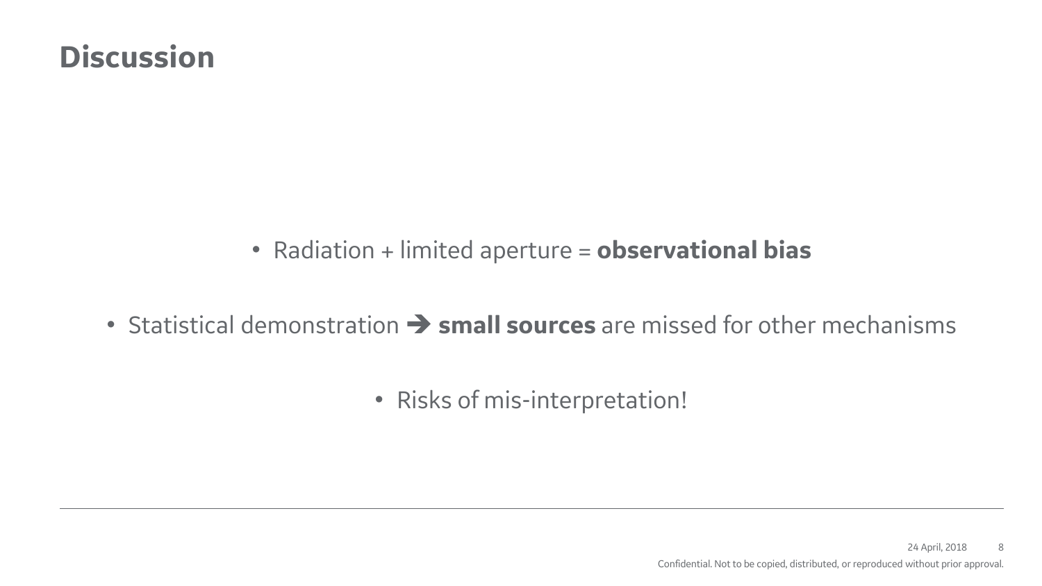# Discussion

- Radiation + limited aperture = **observational bias**
- Statistical demonstration ➔ **small sources** are missed for other mechanisms
- Risks of mis-interpretation!

Confidential. Not to be copied, distributed, or reproduced without prior approval.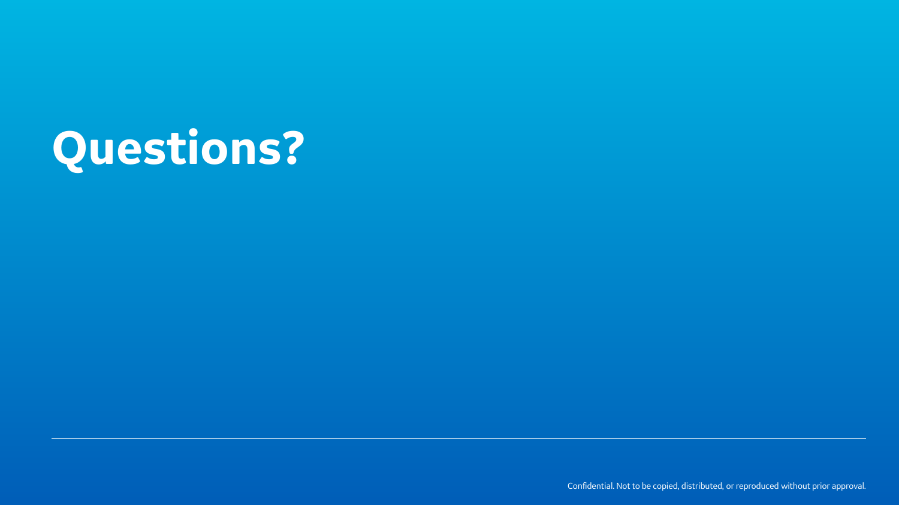# Questions?

Confidential. Not to be copied, distributed, or reproduced without prior approval.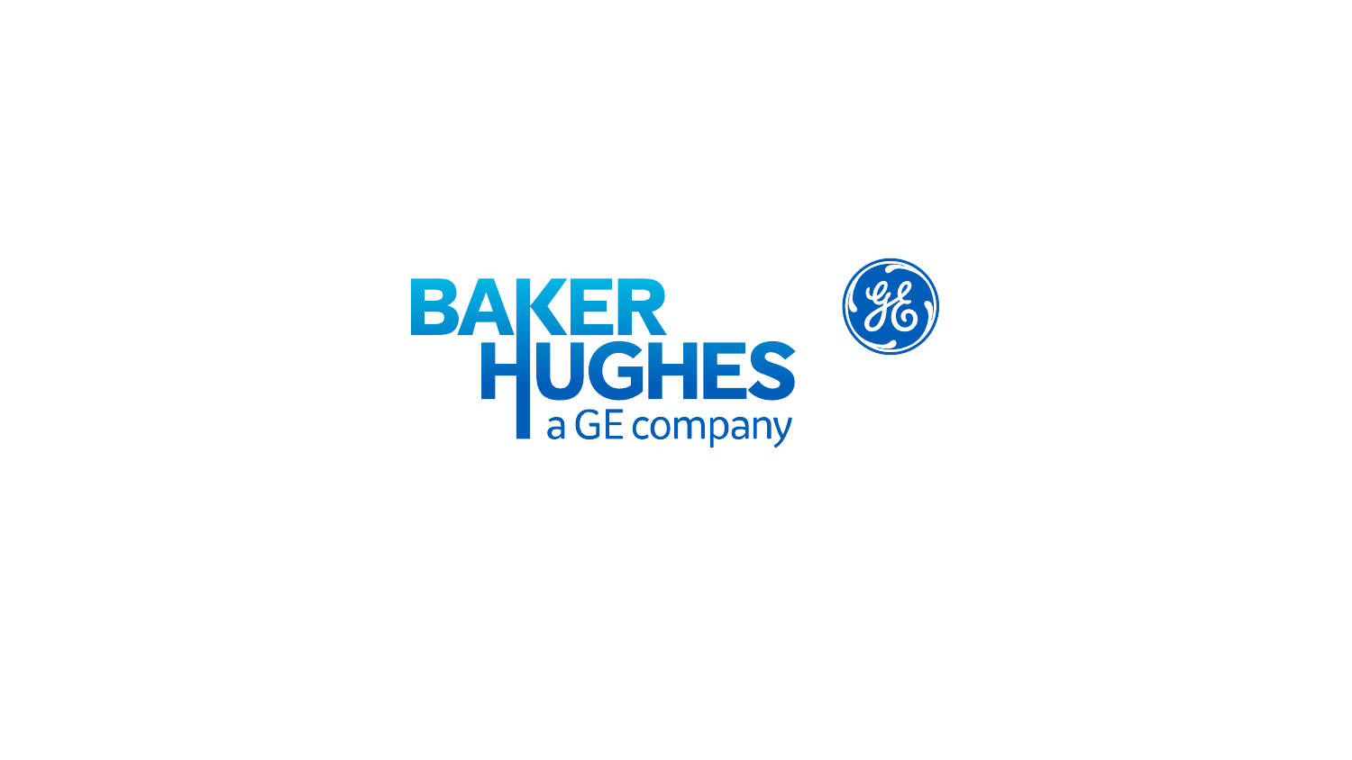BAKER HUGHES

a GE company